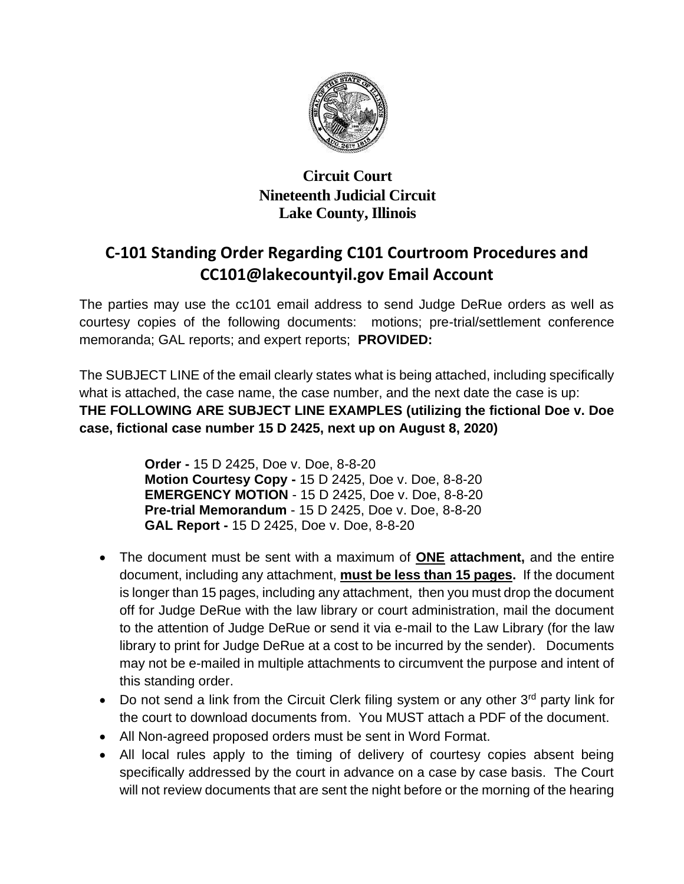**Circuit Court**
**Nineteenth Judicial Circuit**
**Lake County, Illinois**

# C-101 Standing Order Regarding C101 Courtroom Procedures and CC101@lakecountyil.gov Email Account

The parties may use the cc101 email address to send Judge DeRue orders as well as courtesy copies of the following documents: motions; pre-trial/settlement conference memoranda; GAL reports; and expert reports; **PROVIDED:**

The SUBJECT LINE of the email clearly states what is being attached, including specifically what is attached, the case name, the case number, and the next date the case is up:
**THE FOLLOWING ARE SUBJECT LINE EXAMPLES (utilizing the fictional Doe v. Doe case, fictional case number 15 D 2425, next up on August 8, 2020)**

> **Order -** 15 D 2425, Doe v. Doe, 8-8-20
> **Motion Courtesy Copy -** 15 D 2425, Doe v. Doe, 8-8-20
> **EMERGENCY MOTION** - 15 D 2425, Doe v. Doe, 8-8-20
> **Pre-trial Memorandum** - 15 D 2425, Doe v. Doe, 8-8-20
> **GAL Report -** 15 D 2425, Doe v. Doe, 8-8-20

- The document must be sent with a maximum of **ONE attachment,** and the entire document, including any attachment, **must be less than 15 pages.** If the document is longer than 15 pages, including any attachment, then you must drop the document off for Judge DeRue with the law library or court administration, mail the document to the attention of Judge DeRue or send it via e-mail to the Law Library (for the law library to print for Judge DeRue at a cost to be incurred by the sender). Documents may not be e-mailed in multiple attachments to circumvent the purpose and intent of this standing order.
- Do not send a link from the Circuit Clerk filing system or any other 3rd party link for the court to download documents from. You MUST attach a PDF of the document.
- All Non-agreed proposed orders must be sent in Word Format.
- All local rules apply to the timing of delivery of courtesy copies absent being specifically addressed by the court in advance on a case by case basis. The Court will not review documents that are sent the night before or the morning of the hearing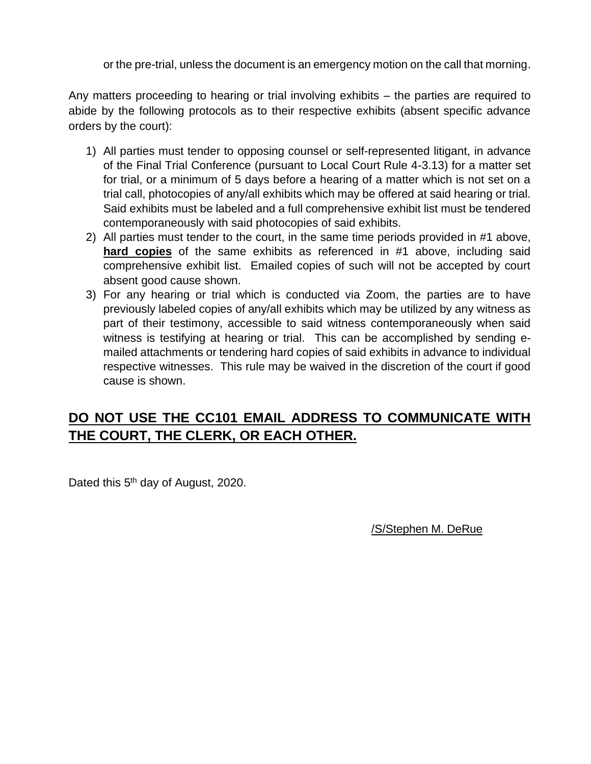or the pre-trial, unless the document is an emergency motion on the call that morning.

Any matters proceeding to hearing or trial involving exhibits – the parties are required to abide by the following protocols as to their respective exhibits (absent specific advance orders by the court):

1) All parties must tender to opposing counsel or self-represented litigant, in advance of the Final Trial Conference (pursuant to Local Court Rule 4-3.13) for a matter set for trial, or a minimum of 5 days before a hearing of a matter which is not set on a trial call, photocopies of any/all exhibits which may be offered at said hearing or trial. Said exhibits must be labeled and a full comprehensive exhibit list must be tendered contemporaneously with said photocopies of said exhibits.
2) All parties must tender to the court, in the same time periods provided in #1 above, **hard copies** of the same exhibits as referenced in #1 above, including said comprehensive exhibit list. Emailed copies of such will not be accepted by court absent good cause shown.
3) For any hearing or trial which is conducted via Zoom, the parties are to have previously labeled copies of any/all exhibits which may be utilized by any witness as part of their testimony, accessible to said witness contemporaneously when said witness is testifying at hearing or trial. This can be accomplished by sending e-mailed attachments or tendering hard copies of said exhibits in advance to individual respective witnesses. This rule may be waived in the discretion of the court if good cause is shown.

**DO NOT USE THE CC101 EMAIL ADDRESS TO COMMUNICATE WITH THE COURT, THE CLERK, OR EACH OTHER.**

Dated this 5th day of August, 2020.

/S/Stephen M. DeRue